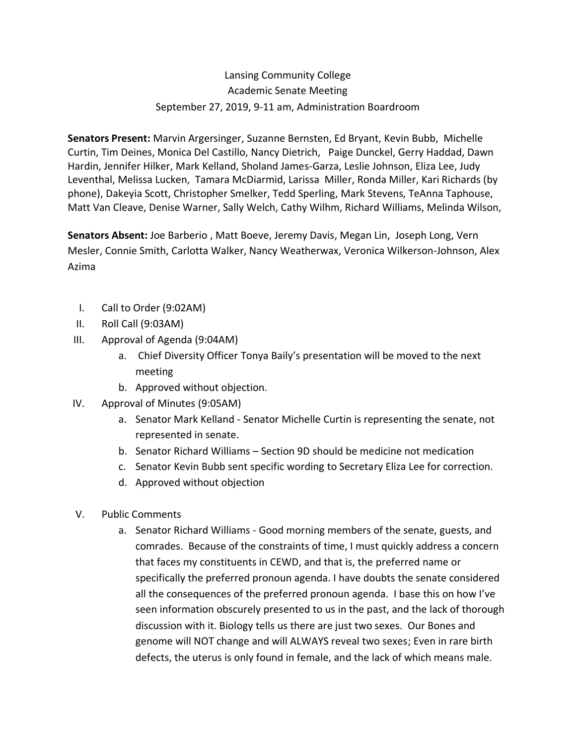Lansing Community College
Academic Senate Meeting
September 27, 2019, 9-11 am, Administration Boardroom

**Senators Present:** Marvin Argersinger, Suzanne Bernsten, Ed Bryant, Kevin Bubb, Michelle Curtin, Tim Deines, Monica Del Castillo, Nancy Dietrich, Paige Dunckel, Gerry Haddad, Dawn Hardin, Jennifer Hilker, Mark Kelland, Sholand James-Garza, Leslie Johnson, Eliza Lee, Judy Leventhal, Melissa Lucken, Tamara McDiarmid, Larissa Miller, Ronda Miller, Kari Richards (by phone), Dakeyia Scott, Christopher Smelker, Tedd Sperling, Mark Stevens, TeAnna Taphouse, Matt Van Cleave, Denise Warner, Sally Welch, Cathy Wilhm, Richard Williams, Melinda Wilson,

**Senators Absent:** Joe Barberio , Matt Boeve, Jeremy Davis, Megan Lin, Joseph Long, Vern Mesler, Connie Smith, Carlotta Walker, Nancy Weatherwax, Veronica Wilkerson-Johnson, Alex Azima

I. Call to Order (9:02AM)
II. Roll Call (9:03AM)
III. Approval of Agenda (9:04AM)
    a. Chief Diversity Officer Tonya Baily's presentation will be moved to the next meeting
    b. Approved without objection.
IV. Approval of Minutes (9:05AM)
    a. Senator Mark Kelland - Senator Michelle Curtin is representing the senate, not represented in senate.
    b. Senator Richard Williams – Section 9D should be medicine not medication
    c. Senator Kevin Bubb sent specific wording to Secretary Eliza Lee for correction.
    d. Approved without objection
V. Public Comments
    a. Senator Richard Williams - Good morning members of the senate, guests, and comrades. Because of the constraints of time, I must quickly address a concern that faces my constituents in CEWD, and that is, the preferred name or specifically the preferred pronoun agenda. I have doubts the senate considered all the consequences of the preferred pronoun agenda. I base this on how I've seen information obscurely presented to us in the past, and the lack of thorough discussion with it. Biology tells us there are just two sexes. Our Bones and genome will NOT change and will ALWAYS reveal two sexes; Even in rare birth defects, the uterus is only found in female, and the lack of which means male.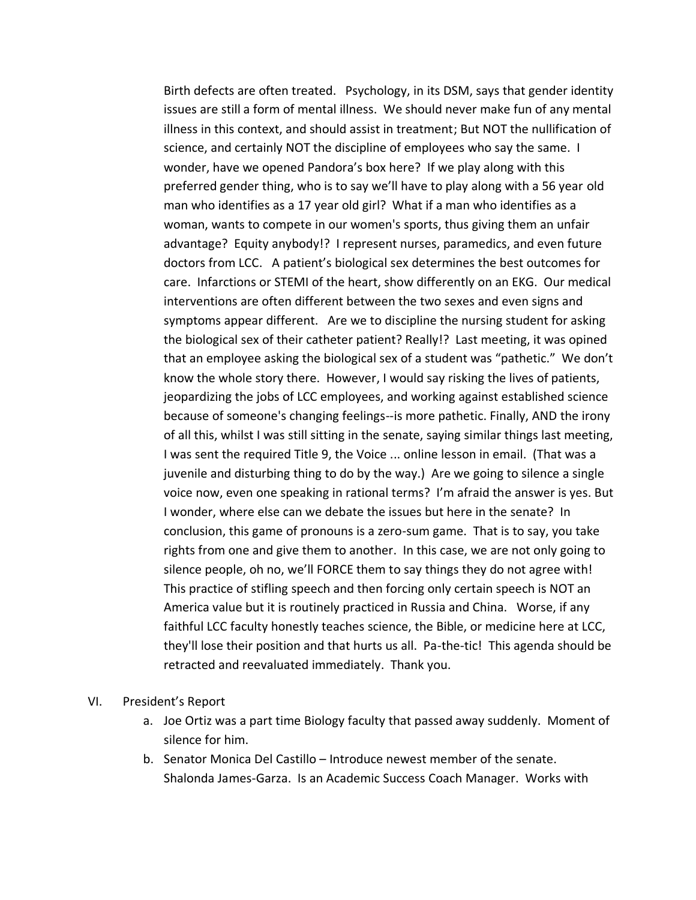Birth defects are often treated. Psychology, in its DSM, says that gender identity issues are still a form of mental illness. We should never make fun of any mental illness in this context, and should assist in treatment; But NOT the nullification of science, and certainly NOT the discipline of employees who say the same. I wonder, have we opened Pandora's box here? If we play along with this preferred gender thing, who is to say we'll have to play along with a 56 year old man who identifies as a 17 year old girl? What if a man who identifies as a woman, wants to compete in our women's sports, thus giving them an unfair advantage? Equity anybody!? I represent nurses, paramedics, and even future doctors from LCC. A patient's biological sex determines the best outcomes for care. Infarctions or STEMI of the heart, show differently on an EKG. Our medical interventions are often different between the two sexes and even signs and symptoms appear different. Are we to discipline the nursing student for asking the biological sex of their catheter patient? Really!? Last meeting, it was opined that an employee asking the biological sex of a student was "pathetic." We don't know the whole story there. However, I would say risking the lives of patients, jeopardizing the jobs of LCC employees, and working against established science because of someone's changing feelings--is more pathetic. Finally, AND the irony of all this, whilst I was still sitting in the senate, saying similar things last meeting, I was sent the required Title 9, the Voice ... online lesson in email. (That was a juvenile and disturbing thing to do by the way.) Are we going to silence a single voice now, even one speaking in rational terms? I'm afraid the answer is yes. But I wonder, where else can we debate the issues but here in the senate? In conclusion, this game of pronouns is a zero-sum game. That is to say, you take rights from one and give them to another. In this case, we are not only going to silence people, oh no, we'll FORCE them to say things they do not agree with! This practice of stifling speech and then forcing only certain speech is NOT an America value but it is routinely practiced in Russia and China. Worse, if any faithful LCC faculty honestly teaches science, the Bible, or medicine here at LCC, they'll lose their position and that hurts us all. Pa-the-tic! This agenda should be retracted and reevaluated immediately. Thank you.

VI. President's Report

a. Joe Ortiz was a part time Biology faculty that passed away suddenly. Moment of silence for him.

b. Senator Monica Del Castillo – Introduce newest member of the senate. Shalonda James-Garza. Is an Academic Success Coach Manager. Works with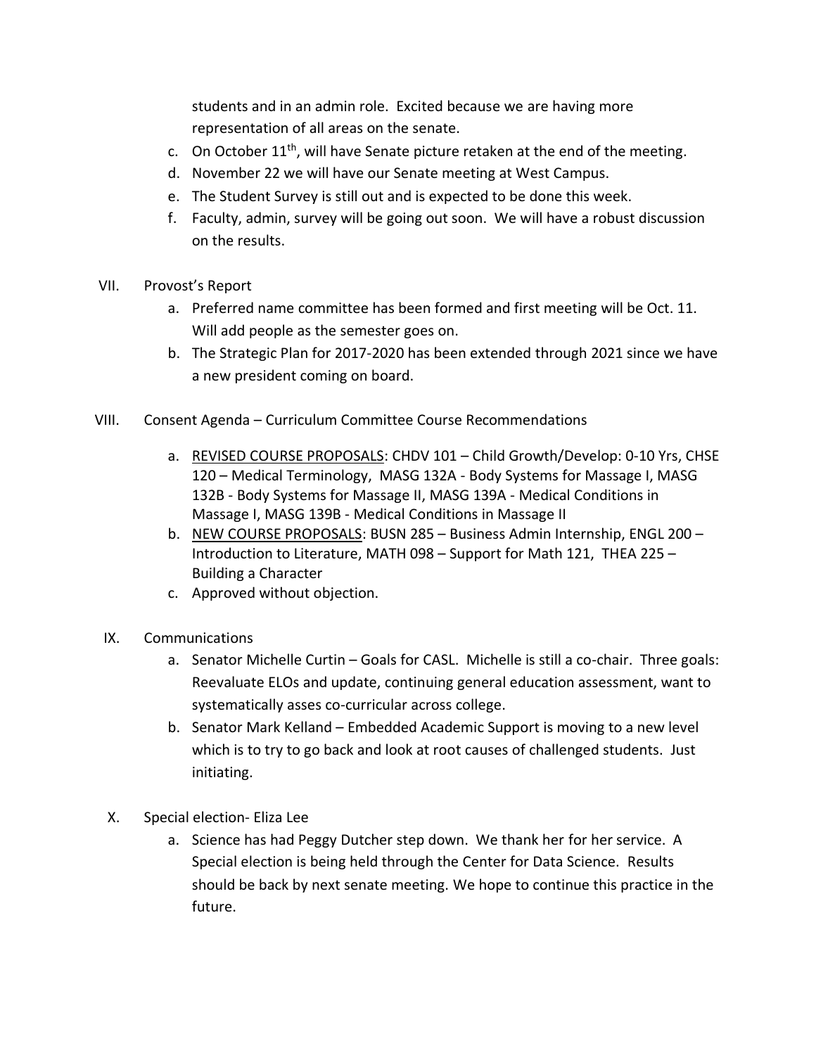students and in an admin role. Excited because we are having more representation of all areas on the senate.

c. On October 11th, will have Senate picture retaken at the end of the meeting.
d. November 22 we will have our Senate meeting at West Campus.
e. The Student Survey is still out and is expected to be done this week.
f. Faculty, admin, survey will be going out soon. We will have a robust discussion on the results.

VII. Provost's Report

a. Preferred name committee has been formed and first meeting will be Oct. 11. Will add people as the semester goes on.
b. The Strategic Plan for 2017-2020 has been extended through 2021 since we have a new president coming on board.

VIII. Consent Agenda – Curriculum Committee Course Recommendations

a. REVISED COURSE PROPOSALS: CHDV 101 – Child Growth/Develop: 0-10 Yrs, CHSE 120 – Medical Terminology, MASG 132A - Body Systems for Massage I, MASG 132B - Body Systems for Massage II, MASG 139A - Medical Conditions in Massage I, MASG 139B - Medical Conditions in Massage II
b. NEW COURSE PROPOSALS: BUSN 285 – Business Admin Internship, ENGL 200 – Introduction to Literature, MATH 098 – Support for Math 121, THEA 225 – Building a Character
c. Approved without objection.

IX. Communications

a. Senator Michelle Curtin – Goals for CASL. Michelle is still a co-chair. Three goals: Reevaluate ELOs and update, continuing general education assessment, want to systematically asses co-curricular across college.
b. Senator Mark Kelland – Embedded Academic Support is moving to a new level which is to try to go back and look at root causes of challenged students. Just initiating.

X. Special election- Eliza Lee

a. Science has had Peggy Dutcher step down. We thank her for her service. A Special election is being held through the Center for Data Science. Results should be back by next senate meeting. We hope to continue this practice in the future.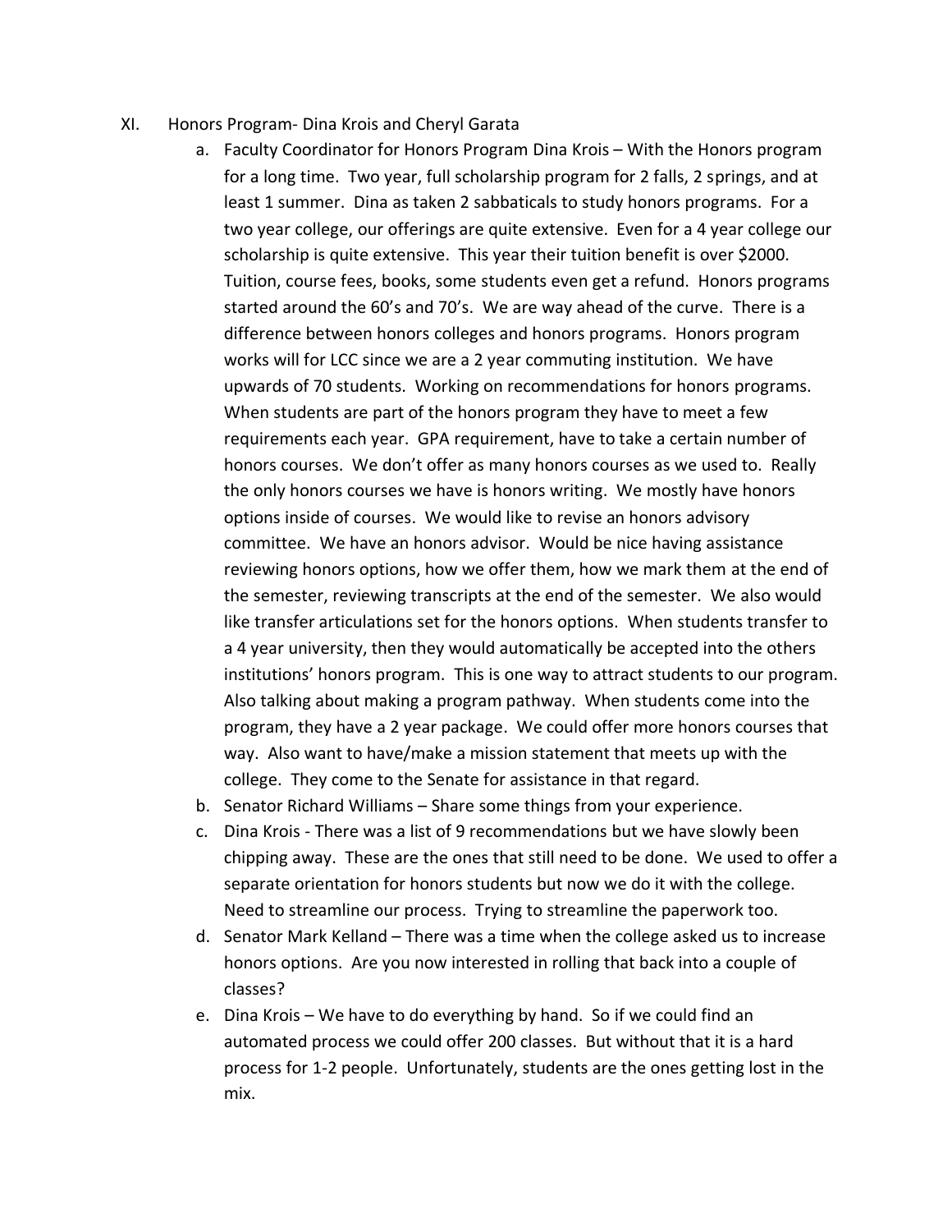XI. Honors Program- Dina Krois and Cheryl Garata

a. Faculty Coordinator for Honors Program Dina Krois – With the Honors program for a long time. Two year, full scholarship program for 2 falls, 2 springs, and at least 1 summer. Dina as taken 2 sabbaticals to study honors programs. For a two year college, our offerings are quite extensive. Even for a 4 year college our scholarship is quite extensive. This year their tuition benefit is over $2000. Tuition, course fees, books, some students even get a refund. Honors programs started around the 60's and 70's. We are way ahead of the curve. There is a difference between honors colleges and honors programs. Honors program works will for LCC since we are a 2 year commuting institution. We have upwards of 70 students. Working on recommendations for honors programs. When students are part of the honors program they have to meet a few requirements each year. GPA requirement, have to take a certain number of honors courses. We don't offer as many honors courses as we used to. Really the only honors courses we have is honors writing. We mostly have honors options inside of courses. We would like to revise an honors advisory committee. We have an honors advisor. Would be nice having assistance reviewing honors options, how we offer them, how we mark them at the end of the semester, reviewing transcripts at the end of the semester. We also would like transfer articulations set for the honors options. When students transfer to a 4 year university, then they would automatically be accepted into the others institutions' honors program. This is one way to attract students to our program. Also talking about making a program pathway. When students come into the program, they have a 2 year package. We could offer more honors courses that way. Also want to have/make a mission statement that meets up with the college. They come to the Senate for assistance in that regard.

b. Senator Richard Williams – Share some things from your experience.

c. Dina Krois - There was a list of 9 recommendations but we have slowly been chipping away. These are the ones that still need to be done. We used to offer a separate orientation for honors students but now we do it with the college. Need to streamline our process. Trying to streamline the paperwork too.

d. Senator Mark Kelland – There was a time when the college asked us to increase honors options. Are you now interested in rolling that back into a couple of classes?

e. Dina Krois – We have to do everything by hand. So if we could find an automated process we could offer 200 classes. But without that it is a hard process for 1-2 people. Unfortunately, students are the ones getting lost in the mix.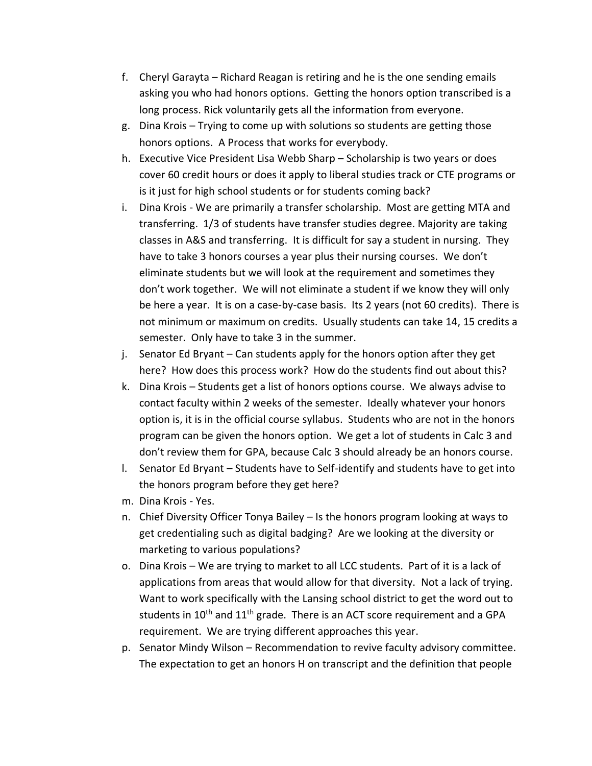f. Cheryl Garayta – Richard Reagan is retiring and he is the one sending emails asking you who had honors options. Getting the honors option transcribed is a long process. Rick voluntarily gets all the information from everyone.
g. Dina Krois – Trying to come up with solutions so students are getting those honors options. A Process that works for everybody.
h. Executive Vice President Lisa Webb Sharp – Scholarship is two years or does cover 60 credit hours or does it apply to liberal studies track or CTE programs or is it just for high school students or for students coming back?
i. Dina Krois - We are primarily a transfer scholarship. Most are getting MTA and transferring. 1/3 of students have transfer studies degree. Majority are taking classes in A&S and transferring. It is difficult for say a student in nursing. They have to take 3 honors courses a year plus their nursing courses. We don't eliminate students but we will look at the requirement and sometimes they don't work together. We will not eliminate a student if we know they will only be here a year. It is on a case-by-case basis. Its 2 years (not 60 credits). There is not minimum or maximum on credits. Usually students can take 14, 15 credits a semester. Only have to take 3 in the summer.
j. Senator Ed Bryant – Can students apply for the honors option after they get here? How does this process work? How do the students find out about this?
k. Dina Krois – Students get a list of honors options course. We always advise to contact faculty within 2 weeks of the semester. Ideally whatever your honors option is, it is in the official course syllabus. Students who are not in the honors program can be given the honors option. We get a lot of students in Calc 3 and don't review them for GPA, because Calc 3 should already be an honors course.
l. Senator Ed Bryant – Students have to Self-identify and students have to get into the honors program before they get here?
m. Dina Krois - Yes.
n. Chief Diversity Officer Tonya Bailey – Is the honors program looking at ways to get credentialing such as digital badging? Are we looking at the diversity or marketing to various populations?
o. Dina Krois – We are trying to market to all LCC students. Part of it is a lack of applications from areas that would allow for that diversity. Not a lack of trying. Want to work specifically with the Lansing school district to get the word out to students in 10th and 11th grade. There is an ACT score requirement and a GPA requirement. We are trying different approaches this year.
p. Senator Mindy Wilson – Recommendation to revive faculty advisory committee. The expectation to get an honors H on transcript and the definition that people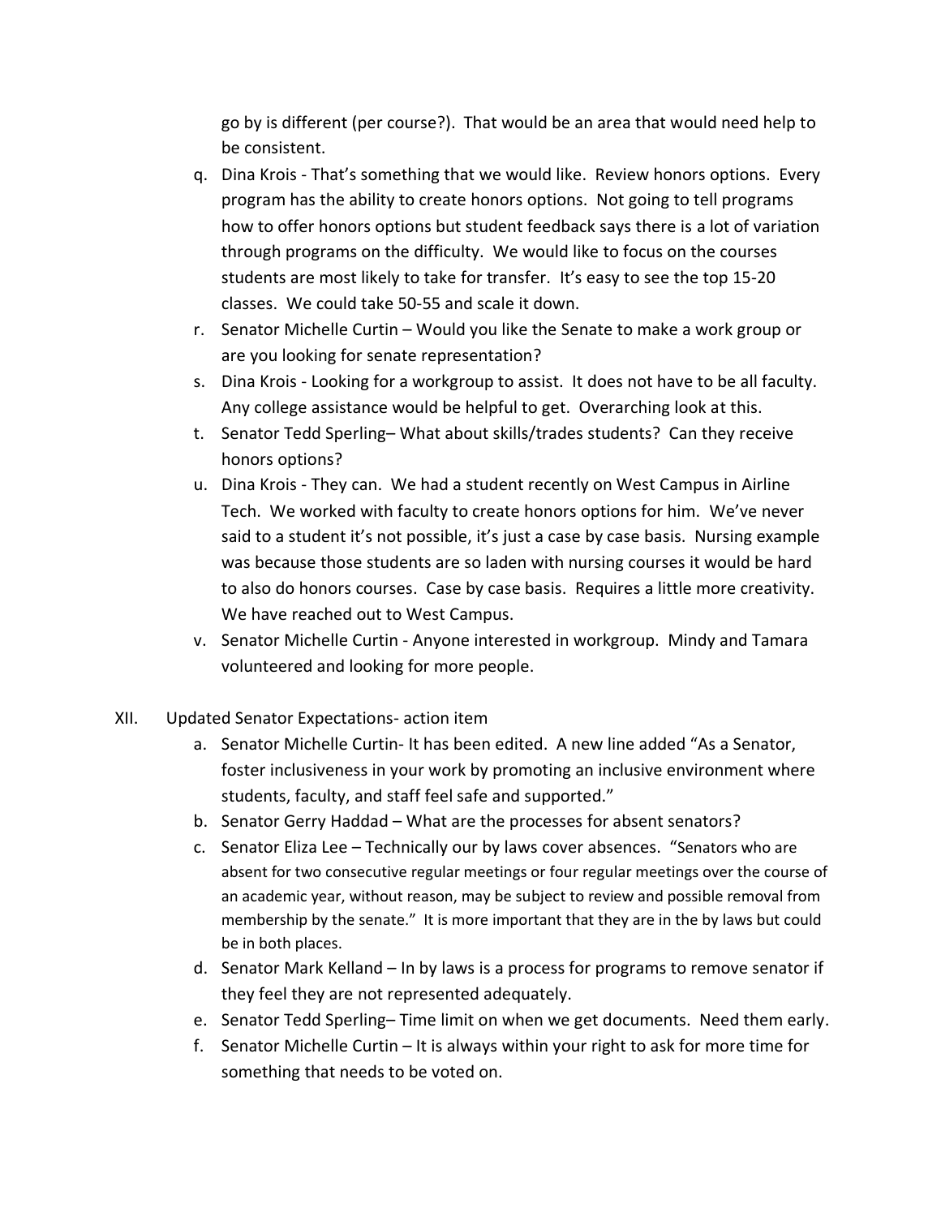go by is different (per course?). That would be an area that would need help to be consistent.

q. Dina Krois - That's something that we would like. Review honors options. Every program has the ability to create honors options. Not going to tell programs how to offer honors options but student feedback says there is a lot of variation through programs on the difficulty. We would like to focus on the courses students are most likely to take for transfer. It's easy to see the top 15-20 classes. We could take 50-55 and scale it down.

r. Senator Michelle Curtin – Would you like the Senate to make a work group or are you looking for senate representation?

s. Dina Krois - Looking for a workgroup to assist. It does not have to be all faculty. Any college assistance would be helpful to get. Overarching look at this.

t. Senator Tedd Sperling– What about skills/trades students? Can they receive honors options?

u. Dina Krois - They can. We had a student recently on West Campus in Airline Tech. We worked with faculty to create honors options for him. We've never said to a student it's not possible, it's just a case by case basis. Nursing example was because those students are so laden with nursing courses it would be hard to also do honors courses. Case by case basis. Requires a little more creativity. We have reached out to West Campus.

v. Senator Michelle Curtin - Anyone interested in workgroup. Mindy and Tamara volunteered and looking for more people.

XII. Updated Senator Expectations- action item

a. Senator Michelle Curtin- It has been edited. A new line added "As a Senator, foster inclusiveness in your work by promoting an inclusive environment where students, faculty, and staff feel safe and supported."

b. Senator Gerry Haddad – What are the processes for absent senators?

c. Senator Eliza Lee – Technically our by laws cover absences. "Senators who are absent for two consecutive regular meetings or four regular meetings over the course of an academic year, without reason, may be subject to review and possible removal from membership by the senate." It is more important that they are in the by laws but could be in both places.

d. Senator Mark Kelland – In by laws is a process for programs to remove senator if they feel they are not represented adequately.

e. Senator Tedd Sperling– Time limit on when we get documents. Need them early.

f. Senator Michelle Curtin – It is always within your right to ask for more time for something that needs to be voted on.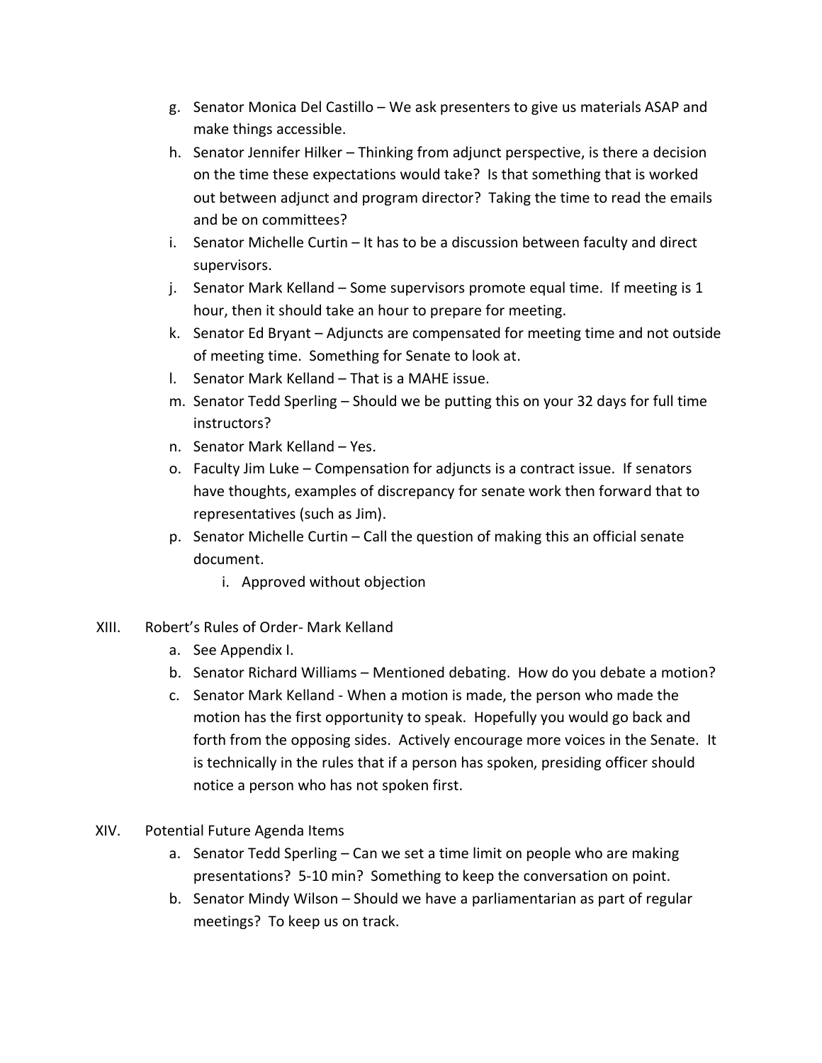g. Senator Monica Del Castillo – We ask presenters to give us materials ASAP and make things accessible.

h. Senator Jennifer Hilker – Thinking from adjunct perspective, is there a decision on the time these expectations would take? Is that something that is worked out between adjunct and program director? Taking the time to read the emails and be on committees?

i. Senator Michelle Curtin – It has to be a discussion between faculty and direct supervisors.

j. Senator Mark Kelland – Some supervisors promote equal time. If meeting is 1 hour, then it should take an hour to prepare for meeting.

k. Senator Ed Bryant – Adjuncts are compensated for meeting time and not outside of meeting time. Something for Senate to look at.

l. Senator Mark Kelland – That is a MAHE issue.

m. Senator Tedd Sperling – Should we be putting this on your 32 days for full time instructors?

n. Senator Mark Kelland – Yes.

o. Faculty Jim Luke – Compensation for adjuncts is a contract issue. If senators have thoughts, examples of discrepancy for senate work then forward that to representatives (such as Jim).

p. Senator Michelle Curtin – Call the question of making this an official senate document.

   i. Approved without objection

XIII. Robert's Rules of Order- Mark Kelland

a. See Appendix I.

b. Senator Richard Williams – Mentioned debating. How do you debate a motion?

c. Senator Mark Kelland - When a motion is made, the person who made the motion has the first opportunity to speak. Hopefully you would go back and forth from the opposing sides. Actively encourage more voices in the Senate. It is technically in the rules that if a person has spoken, presiding officer should notice a person who has not spoken first.

XIV. Potential Future Agenda Items

a. Senator Tedd Sperling – Can we set a time limit on people who are making presentations? 5-10 min? Something to keep the conversation on point.

b. Senator Mindy Wilson – Should we have a parliamentarian as part of regular meetings? To keep us on track.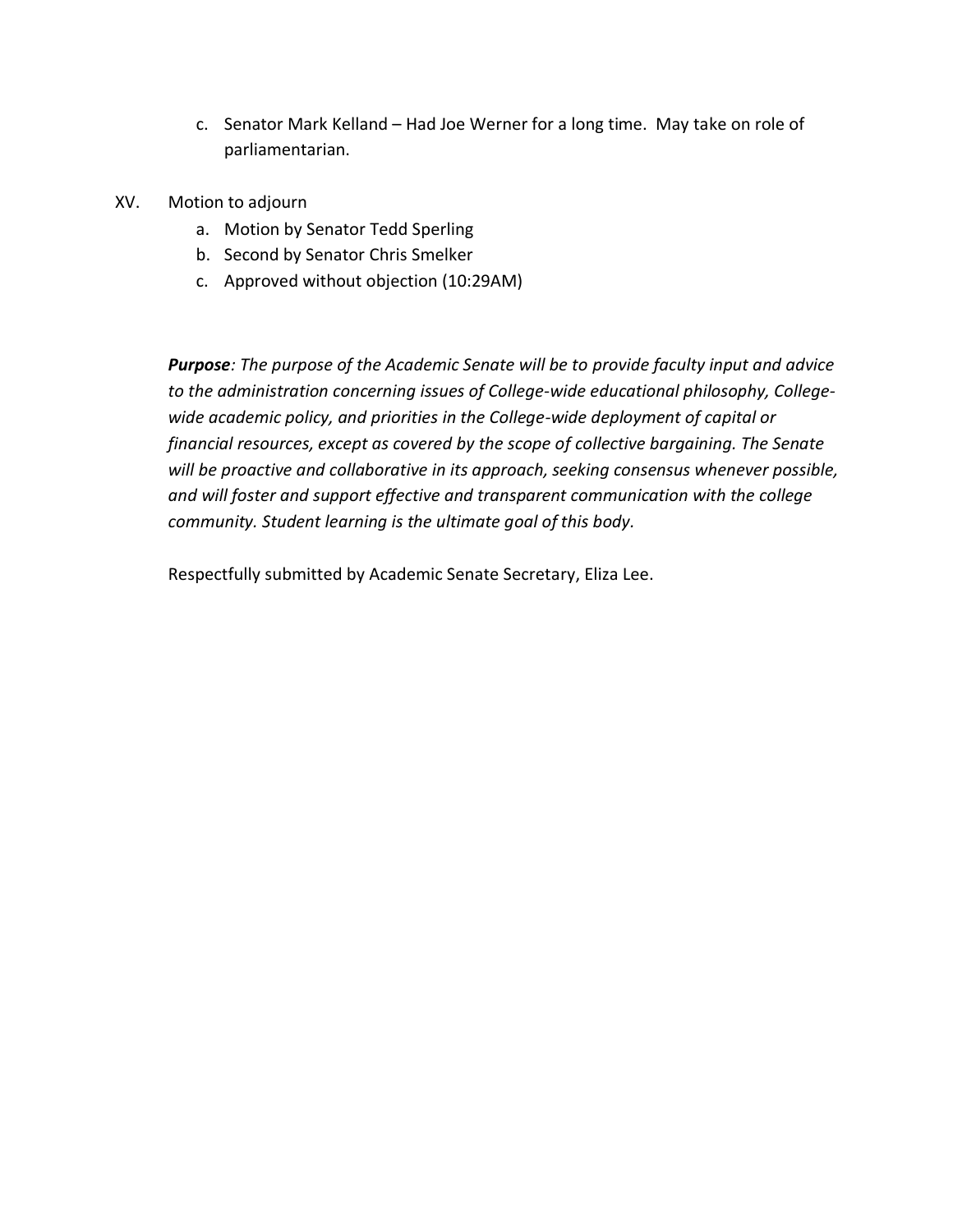c. Senator Mark Kelland – Had Joe Werner for a long time. May take on role of parliamentarian.

XV. Motion to adjourn

a. Motion by Senator Tedd Sperling
b. Second by Senator Chris Smelker
c. Approved without objection (10:29AM)

***Purpose**: The purpose of the Academic Senate will be to provide faculty input and advice to the administration concerning issues of College-wide educational philosophy, College-wide academic policy, and priorities in the College-wide deployment of capital or financial resources, except as covered by the scope of collective bargaining. The Senate will be proactive and collaborative in its approach, seeking consensus whenever possible, and will foster and support effective and transparent communication with the college community. Student learning is the ultimate goal of this body.*

Respectfully submitted by Academic Senate Secretary, Eliza Lee.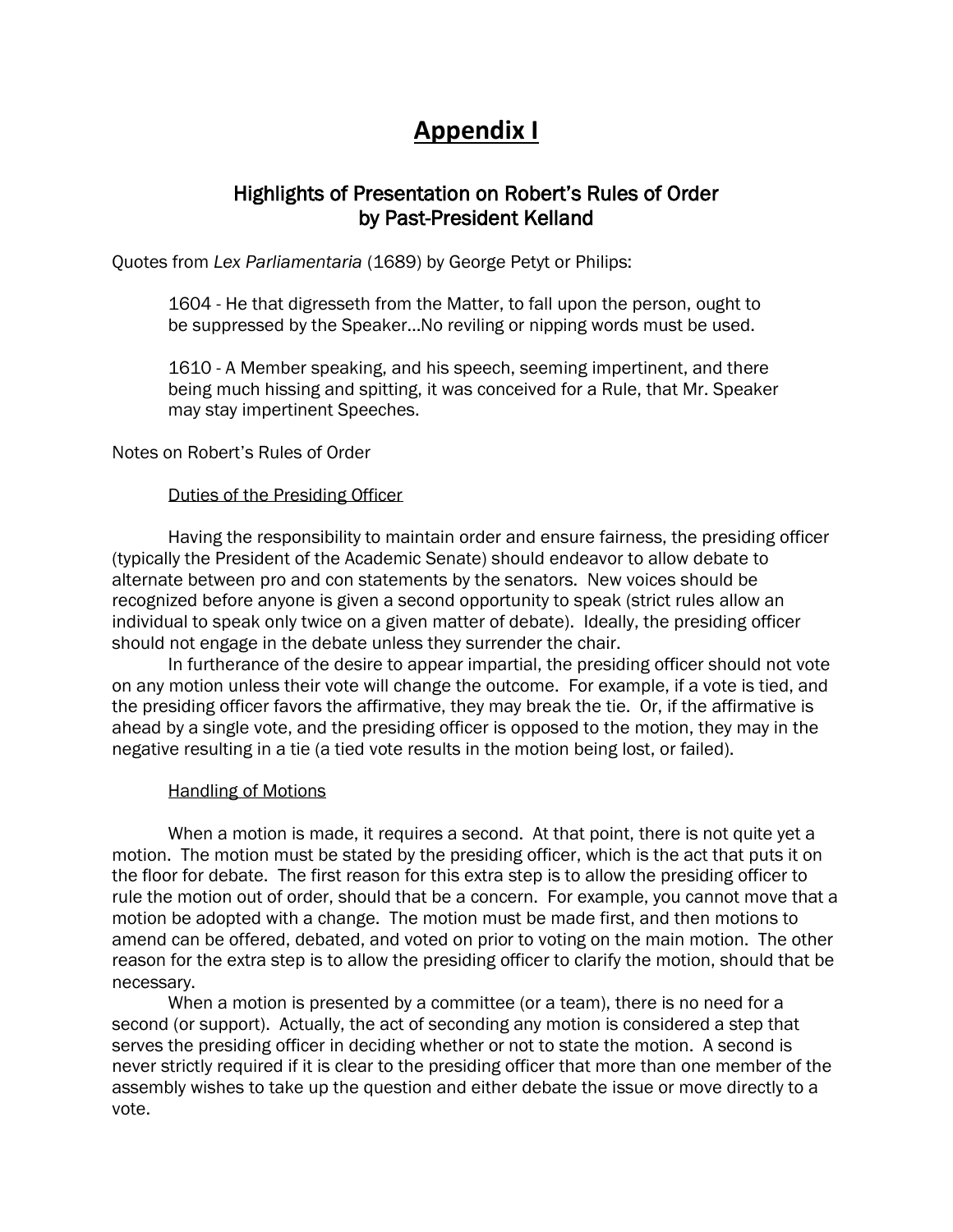# Appendix I

## Highlights of Presentation on Robert's Rules of Order by Past-President Kelland

Quotes from *Lex Parliamentaria* (1689) by George Petyt or Philips:

> 1604 - He that digresseth from the Matter, to fall upon the person, ought to be suppressed by the Speaker…No reviling or nipping words must be used.
>
> 1610 - A Member speaking, and his speech, seeming impertinent, and there being much hissing and spitting, it was conceived for a Rule, that Mr. Speaker may stay impertinent Speeches.

Notes on Robert's Rules of Order

### Duties of the Presiding Officer

Having the responsibility to maintain order and ensure fairness, the presiding officer (typically the President of the Academic Senate) should endeavor to allow debate to alternate between pro and con statements by the senators. New voices should be recognized before anyone is given a second opportunity to speak (strict rules allow an individual to speak only twice on a given matter of debate). Ideally, the presiding officer should not engage in the debate unless they surrender the chair.

In furtherance of the desire to appear impartial, the presiding officer should not vote on any motion unless their vote will change the outcome. For example, if a vote is tied, and the presiding officer favors the affirmative, they may break the tie. Or, if the affirmative is ahead by a single vote, and the presiding officer is opposed to the motion, they may in the negative resulting in a tie (a tied vote results in the motion being lost, or failed).

### Handling of Motions

When a motion is made, it requires a second. At that point, there is not quite yet a motion. The motion must be stated by the presiding officer, which is the act that puts it on the floor for debate. The first reason for this extra step is to allow the presiding officer to rule the motion out of order, should that be a concern. For example, you cannot move that a motion be adopted with a change. The motion must be made first, and then motions to amend can be offered, debated, and voted on prior to voting on the main motion. The other reason for the extra step is to allow the presiding officer to clarify the motion, should that be necessary.

When a motion is presented by a committee (or a team), there is no need for a second (or support). Actually, the act of seconding any motion is considered a step that serves the presiding officer in deciding whether or not to state the motion. A second is never strictly required if it is clear to the presiding officer that more than one member of the assembly wishes to take up the question and either debate the issue or move directly to a vote.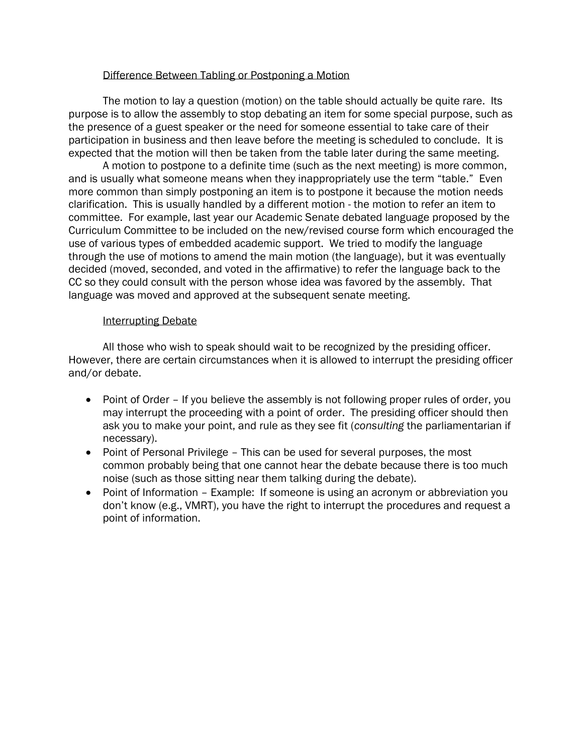<u>Difference Between Tabling or Postponing a Motion</u>

The motion to lay a question (motion) on the table should actually be quite rare. Its purpose is to allow the assembly to stop debating an item for some special purpose, such as the presence of a guest speaker or the need for someone essential to take care of their participation in business and then leave before the meeting is scheduled to conclude. It is expected that the motion will then be taken from the table later during the same meeting.

A motion to postpone to a definite time (such as the next meeting) is more common, and is usually what someone means when they inappropriately use the term "table." Even more common than simply postponing an item is to postpone it because the motion needs clarification. This is usually handled by a different motion - the motion to refer an item to committee. For example, last year our Academic Senate debated language proposed by the Curriculum Committee to be included on the new/revised course form which encouraged the use of various types of embedded academic support. We tried to modify the language through the use of motions to amend the main motion (the language), but it was eventually decided (moved, seconded, and voted in the affirmative) to refer the language back to the CC so they could consult with the person whose idea was favored by the assembly. That language was moved and approved at the subsequent senate meeting.

<u>Interrupting Debate</u>

All those who wish to speak should wait to be recognized by the presiding officer. However, there are certain circumstances when it is allowed to interrupt the presiding officer and/or debate.

- Point of Order – If you believe the assembly is not following proper rules of order, you may interrupt the proceeding with a point of order. The presiding officer should then ask you to make your point, and rule as they see fit (*consulting* the parliamentarian if necessary).
- Point of Personal Privilege – This can be used for several purposes, the most common probably being that one cannot hear the debate because there is too much noise (such as those sitting near them talking during the debate).
- Point of Information – Example: If someone is using an acronym or abbreviation you don't know (e.g., VMRT), you have the right to interrupt the procedures and request a point of information.